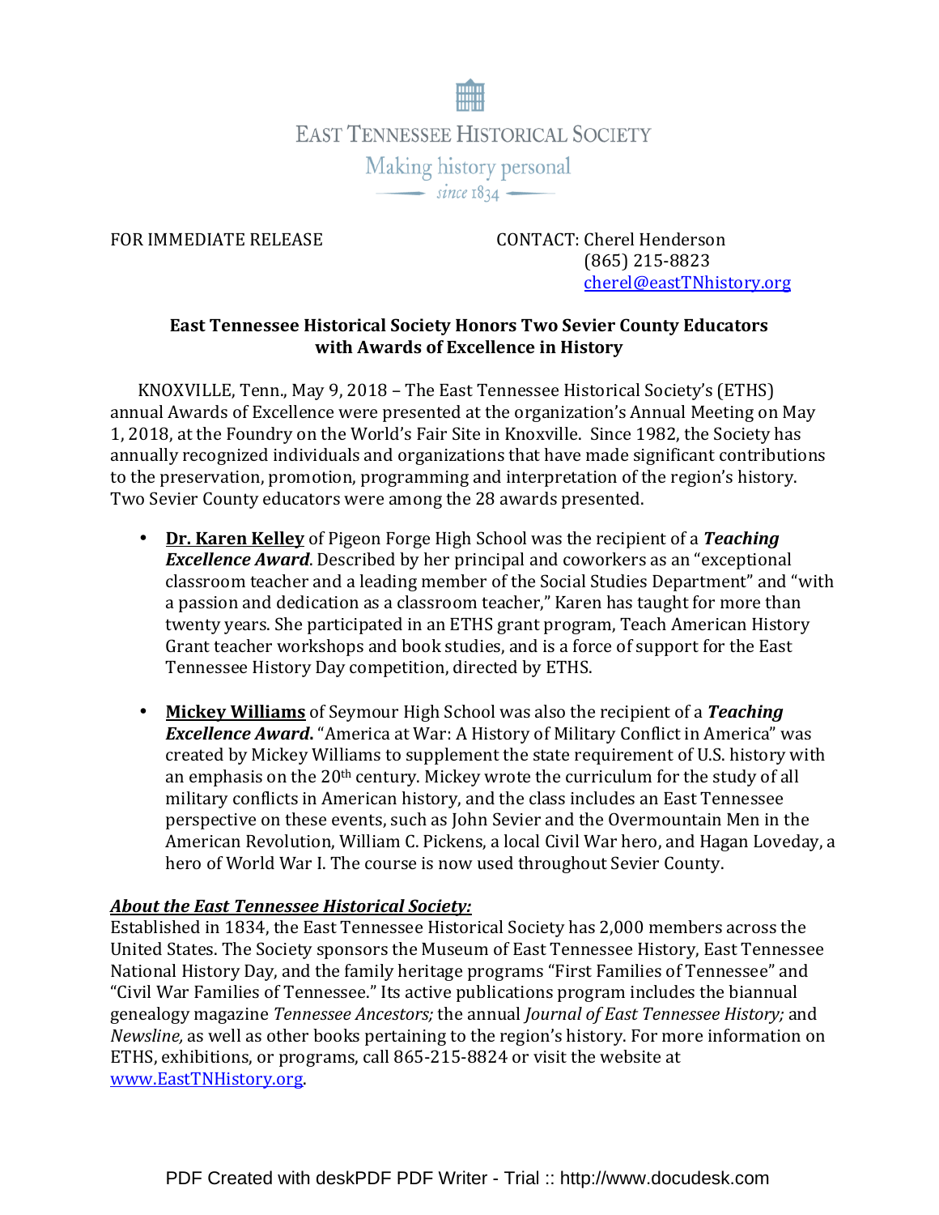EAST TENNESSEE HISTORICAL SOCIETY

Making history personal

since 1834

FOR IMMEDIATE RELEASE

CONTACT: Cherel Henderson
(865) 215-8823
cherel@eastTNhistory.org

**East Tennessee Historical Society Honors Two Sevier County Educators with Awards of Excellence in History**

KNOXVILLE, Tenn., May 9, 2018 – The East Tennessee Historical Society's (ETHS) annual Awards of Excellence were presented at the organization's Annual Meeting on May 1, 2018, at the Foundry on the World's Fair Site in Knoxville. Since 1982, the Society has annually recognized individuals and organizations that have made significant contributions to the preservation, promotion, programming and interpretation of the region's history. Two Sevier County educators were among the 28 awards presented.

- **Dr. Karen Kelley** of Pigeon Forge High School was the recipient of a ***Teaching Excellence Award***. Described by her principal and coworkers as an "exceptional classroom teacher and a leading member of the Social Studies Department" and "with a passion and dedication as a classroom teacher," Karen has taught for more than twenty years. She participated in an ETHS grant program, Teach American History Grant teacher workshops and book studies, and is a force of support for the East Tennessee History Day competition, directed by ETHS.

- **Mickey Williams** of Seymour High School was also the recipient of a ***Teaching Excellence Award***. "America at War: A History of Military Conflict in America" was created by Mickey Williams to supplement the state requirement of U.S. history with an emphasis on the 20th century. Mickey wrote the curriculum for the study of all military conflicts in American history, and the class includes an East Tennessee perspective on these events, such as John Sevier and the Overmountain Men in the American Revolution, William C. Pickens, a local Civil War hero, and Hagan Loveday, a hero of World War I. The course is now used throughout Sevier County.

***About the East Tennessee Historical Society:***

Established in 1834, the East Tennessee Historical Society has 2,000 members across the United States. The Society sponsors the Museum of East Tennessee History, East Tennessee National History Day, and the family heritage programs "First Families of Tennessee" and "Civil War Families of Tennessee." Its active publications program includes the biannual genealogy magazine *Tennessee Ancestors;* the annual *Journal of East Tennessee History;* and *Newsline,* as well as other books pertaining to the region's history. For more information on ETHS, exhibitions, or programs, call 865-215-8824 or visit the website at www.EastTNHistory.org.